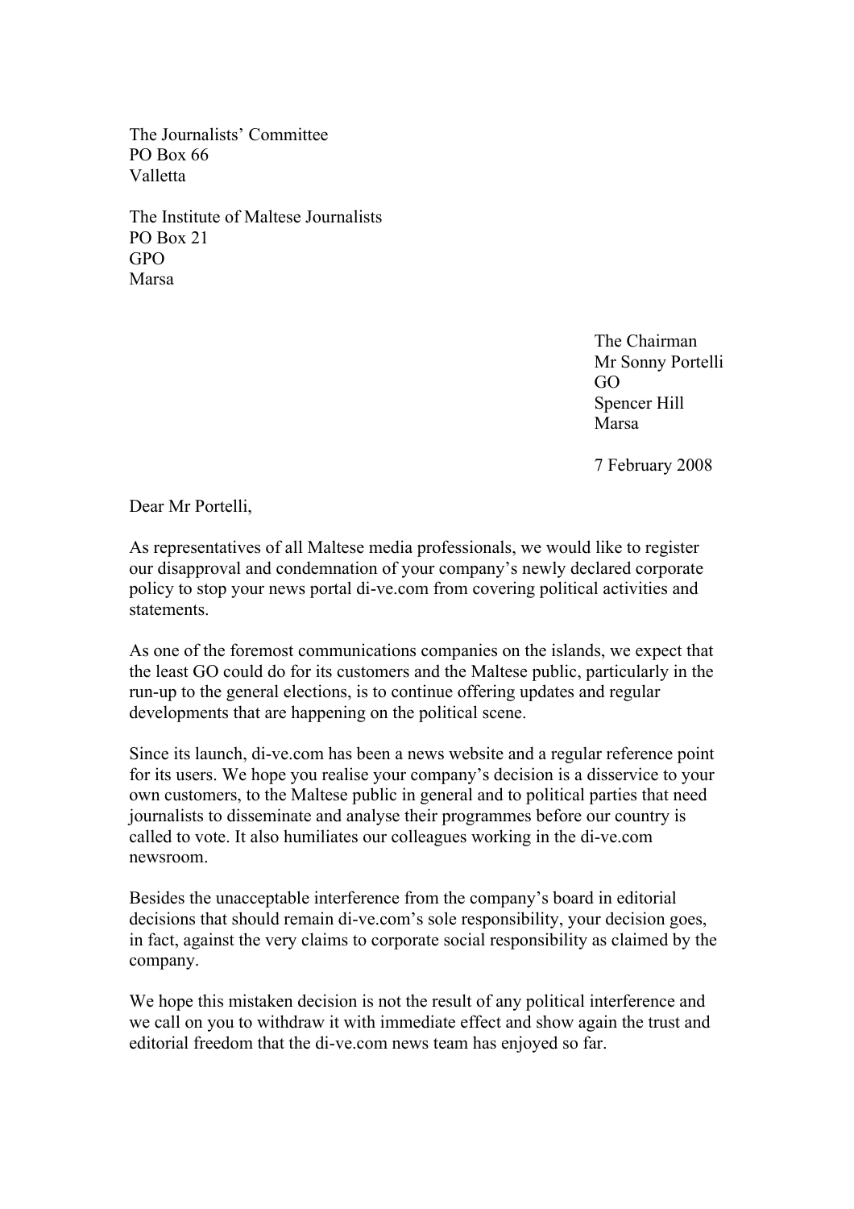The Journalists' Committee
PO Box 66
Valletta

The Institute of Maltese Journalists
PO Box 21
GPO
Marsa

The Chairman
Mr Sonny Portelli
GO
Spencer Hill
Marsa

7 February 2008

Dear Mr Portelli,

As representatives of all Maltese media professionals, we would like to register our disapproval and condemnation of your company's newly declared corporate policy to stop your news portal di-ve.com from covering political activities and statements.

As one of the foremost communications companies on the islands, we expect that the least GO could do for its customers and the Maltese public, particularly in the run-up to the general elections, is to continue offering updates and regular developments that are happening on the political scene.

Since its launch, di-ve.com has been a news website and a regular reference point for its users. We hope you realise your company's decision is a disservice to your own customers, to the Maltese public in general and to political parties that need journalists to disseminate and analyse their programmes before our country is called to vote. It also humiliates our colleagues working in the di-ve.com newsroom.

Besides the unacceptable interference from the company's board in editorial decisions that should remain di-ve.com's sole responsibility, your decision goes, in fact, against the very claims to corporate social responsibility as claimed by the company.

We hope this mistaken decision is not the result of any political interference and we call on you to withdraw it with immediate effect and show again the trust and editorial freedom that the di-ve.com news team has enjoyed so far.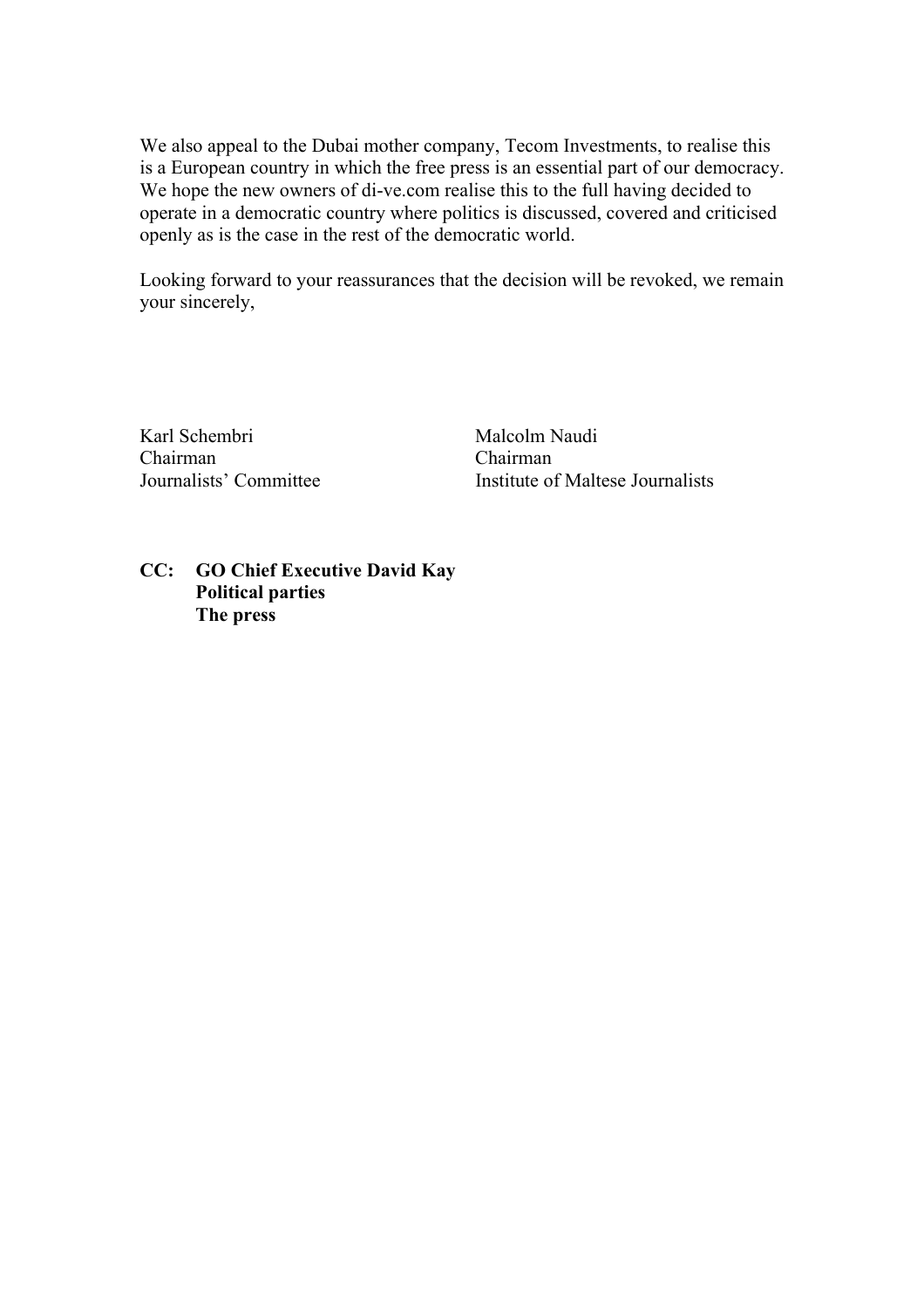We also appeal to the Dubai mother company, Tecom Investments, to realise this is a European country in which the free press is an essential part of our democracy. We hope the new owners of di-ve.com realise this to the full having decided to operate in a democratic country where politics is discussed, covered and criticised openly as is the case in the rest of the democratic world.

Looking forward to your reassurances that the decision will be revoked, we remain your sincerely,

| | |
|---|---|
| Karl Schembri | Malcolm Naudi |
| Chairman | Chairman |
| Journalists' Committee | Institute of Maltese Journalists |

**CC: GO Chief Executive David Kay**
**Political parties**
**The press**